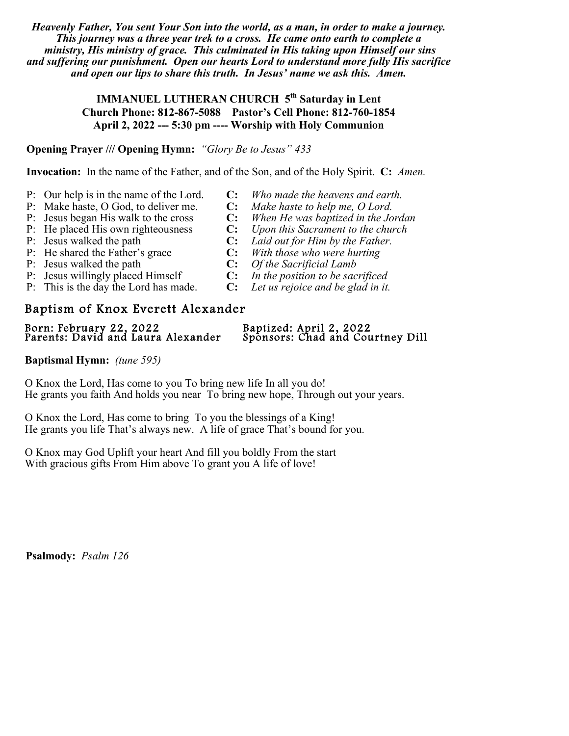***Heavenly Father, You sent Your Son into the world, as a man, in order to make a journey. This journey was a three year trek to a cross. He came onto earth to complete a ministry, His ministry of grace. This culminated in His taking upon Himself our sins and suffering our punishment. Open our hearts Lord to understand more fully His sacrifice and open our lips to share this truth. In Jesus' name we ask this. Amen.***

**IMMANUEL LUTHERAN CHURCH 5th Saturday in Lent**
**Church Phone: 812-867-5088 Pastor's Cell Phone: 812-760-1854**
**April 2, 2022 --- 5:30 pm ---- Worship with Holy Communion**

**Opening Prayer /// Opening Hymn:** *"Glory Be to Jesus" 433*

**Invocation:** In the name of the Father, and of the Son, and of the Holy Spirit. **C:** *Amen.*

P: Our help is in the name of the Lord. **C:** *Who made the heavens and earth.*
P: Make haste, O God, to deliver me. **C:** *Make haste to help me, O Lord.*
P: Jesus began His walk to the cross **C:** *When He was baptized in the Jordan*
P: He placed His own righteousness **C:** *Upon this Sacrament to the church*
P: Jesus walked the path **C:** *Laid out for Him by the Father.*
P: He shared the Father's grace **C:** *With those who were hurting*
P: Jesus walked the path **C:** *Of the Sacrificial Lamb*
P: Jesus willingly placed Himself **C:** *In the position to be sacrificed*
P: This is the day the Lord has made. **C:** *Let us rejoice and be glad in it.*

## Baptism of Knox Everett Alexander

Born: February 22, 2022 Baptized: April 2, 2022
Parents: David and Laura Alexander Sponsors: Chad and Courtney Dill

**Baptismal Hymn:** *(tune 595)*

O Knox the Lord, Has come to you To bring new life In all you do!
He grants you faith And holds you near To bring new hope, Through out your years.

O Knox the Lord, Has come to bring To you the blessings of a King!
He grants you life That's always new. A life of grace That's bound for you.

O Knox may God Uplift your heart And fill you boldly From the start
With gracious gifts From Him above To grant you A life of love!

**Psalmody:** *Psalm 126*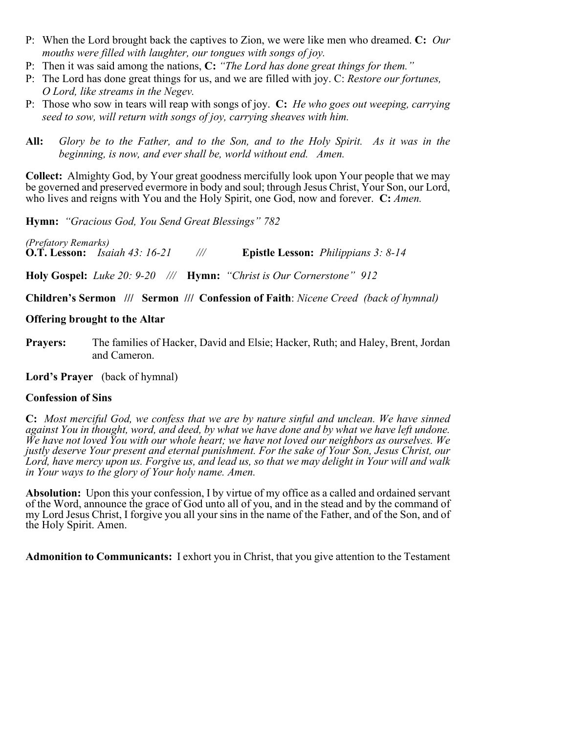P: When the Lord brought back the captives to Zion, we were like men who dreamed. **C:** *Our mouths were filled with laughter, our tongues with songs of joy.*

P: Then it was said among the nations, **C:** *"The Lord has done great things for them."*

P: The Lord has done great things for us, and we are filled with joy. C: *Restore our fortunes, O Lord, like streams in the Negev.*

P: Those who sow in tears will reap with songs of joy. **C:** *He who goes out weeping, carrying seed to sow, will return with songs of joy, carrying sheaves with him.*

**All:** *Glory be to the Father, and to the Son, and to the Holy Spirit. As it was in the beginning, is now, and ever shall be, world without end. Amen.*

**Collect:** Almighty God, by Your great goodness mercifully look upon Your people that we may be governed and preserved evermore in body and soul; through Jesus Christ, Your Son, our Lord, who lives and reigns with You and the Holy Spirit, one God, now and forever. **C:** *Amen.*

**Hymn:** *"Gracious God, You Send Great Blessings" 782*

*(Prefatory Remarks)*
**O.T. Lesson:** *Isaiah 43: 16-21* /// **Epistle Lesson:** *Philippians 3: 8-14*

**Holy Gospel:** *Luke 20: 9-20* /// **Hymn:** *"Christ is Our Cornerstone" 912*

**Children's Sermon /// Sermon /// Confession of Faith**: *Nicene Creed (back of hymnal)*

**Offering brought to the Altar**

**Prayers:** The families of Hacker, David and Elsie; Hacker, Ruth; and Haley, Brent, Jordan and Cameron.

**Lord's Prayer** (back of hymnal)

**Confession of Sins**

**C:** *Most merciful God, we confess that we are by nature sinful and unclean. We have sinned against You in thought, word, and deed, by what we have done and by what we have left undone. We have not loved You with our whole heart; we have not loved our neighbors as ourselves. We justly deserve Your present and eternal punishment. For the sake of Your Son, Jesus Christ, our Lord, have mercy upon us. Forgive us, and lead us, so that we may delight in Your will and walk in Your ways to the glory of Your holy name. Amen.*

**Absolution:** Upon this your confession, I by virtue of my office as a called and ordained servant of the Word, announce the grace of God unto all of you, and in the stead and by the command of my Lord Jesus Christ, I forgive you all your sins in the name of the Father, and of the Son, and of the Holy Spirit. Amen.

**Admonition to Communicants:** I exhort you in Christ, that you give attention to the Testament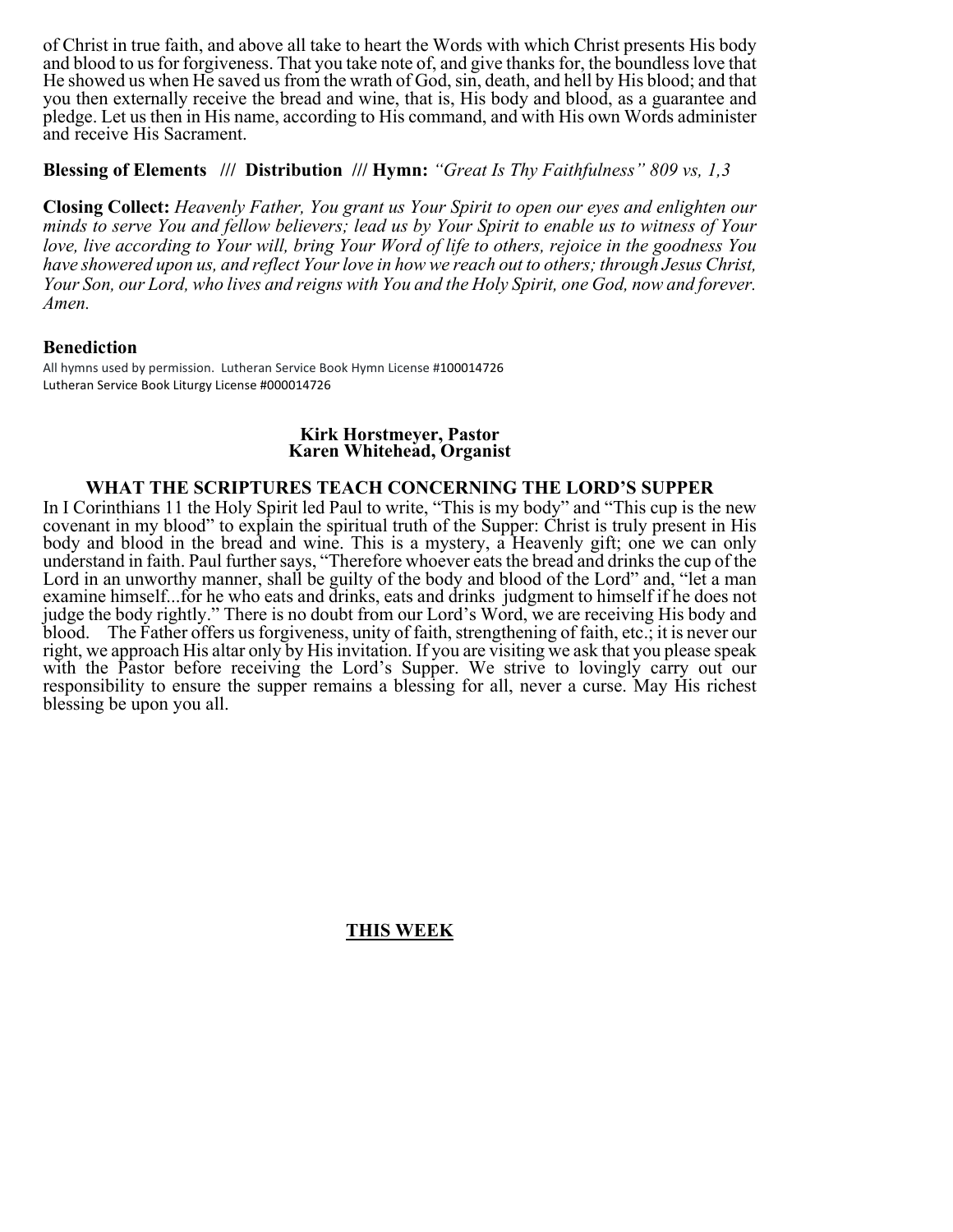of Christ in true faith, and above all take to heart the Words with which Christ presents His body and blood to us for forgiveness. That you take note of, and give thanks for, the boundless love that He showed us when He saved us from the wrath of God, sin, death, and hell by His blood; and that you then externally receive the bread and wine, that is, His body and blood, as a guarantee and pledge. Let us then in His name, according to His command, and with His own Words administer and receive His Sacrament.

**Blessing of Elements /// Distribution /// Hymn:** *"Great Is Thy Faithfulness" 809 vs, 1,3*

**Closing Collect:** *Heavenly Father, You grant us Your Spirit to open our eyes and enlighten our minds to serve You and fellow believers; lead us by Your Spirit to enable us to witness of Your love, live according to Your will, bring Your Word of life to others, rejoice in the goodness You have showered upon us, and reflect Your love in how we reach out to others; through Jesus Christ, Your Son, our Lord, who lives and reigns with You and the Holy Spirit, one God, now and forever. Amen.*

**Benediction**

All hymns used by permission. Lutheran Service Book Hymn License #100014726
Lutheran Service Book Liturgy License #000014726

**Kirk Horstmeyer, Pastor**
**Karen Whitehead, Organist**

**WHAT THE SCRIPTURES TEACH CONCERNING THE LORD'S SUPPER**

In I Corinthians 11 the Holy Spirit led Paul to write, "This is my body" and "This cup is the new covenant in my blood" to explain the spiritual truth of the Supper: Christ is truly present in His body and blood in the bread and wine. This is a mystery, a Heavenly gift; one we can only understand in faith. Paul further says, "Therefore whoever eats the bread and drinks the cup of the Lord in an unworthy manner, shall be guilty of the body and blood of the Lord" and, "let a man examine himself...for he who eats and drinks, eats and drinks judgment to himself if he does not judge the body rightly." There is no doubt from our Lord's Word, we are receiving His body and blood. The Father offers us forgiveness, unity of faith, strengthening of faith, etc.; it is never our right, we approach His altar only by His invitation. If you are visiting we ask that you please speak with the Pastor before receiving the Lord's Supper. We strive to lovingly carry out our responsibility to ensure the supper remains a blessing for all, never a curse. May His richest blessing be upon you all.

**THIS WEEK**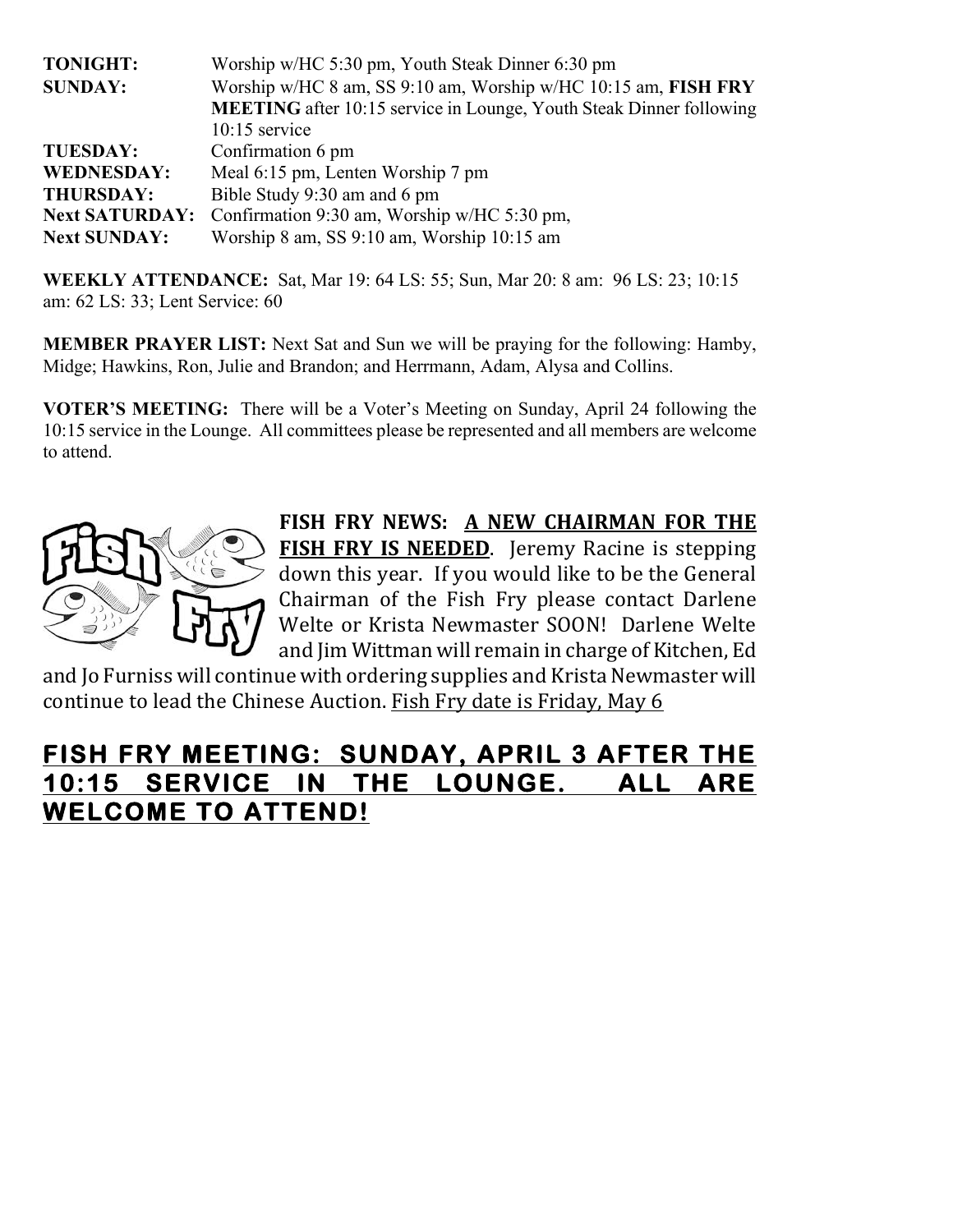| | |
|---|---|
| **TONIGHT:** | Worship w/HC 5:30 pm, Youth Steak Dinner 6:30 pm |
| **SUNDAY:** | Worship w/HC 8 am, SS 9:10 am, Worship w/HC 10:15 am, **FISH FRY MEETING** after 10:15 service in Lounge, Youth Steak Dinner following 10:15 service |
| **TUESDAY:** | Confirmation 6 pm |
| **WEDNESDAY:** | Meal 6:15 pm, Lenten Worship 7 pm |
| **THURSDAY:** | Bible Study 9:30 am and 6 pm |
| **Next SATURDAY:** | Confirmation 9:30 am, Worship w/HC 5:30 pm, |
| **Next SUNDAY:** | Worship 8 am, SS 9:10 am, Worship 10:15 am |

**WEEKLY ATTENDANCE:** Sat, Mar 19: 64 LS: 55; Sun, Mar 20: 8 am: 96 LS: 23; 10:15 am: 62 LS: 33; Lent Service: 60

**MEMBER PRAYER LIST:** Next Sat and Sun we will be praying for the following: Hamby, Midge; Hawkins, Ron, Julie and Brandon; and Herrmann, Adam, Alysa and Collins.

**VOTER'S MEETING:** There will be a Voter's Meeting on Sunday, April 24 following the 10:15 service in the Lounge. All committees please be represented and all members are welcome to attend.

**FISH FRY NEWS:** **A NEW CHAIRMAN FOR THE FISH FRY IS NEEDED**. Jeremy Racine is stepping down this year. If you would like to be the General Chairman of the Fish Fry please contact Darlene Welte or Krista Newmaster SOON! Darlene Welte and Jim Wittman will remain in charge of Kitchen, Ed and Jo Furniss will continue with ordering supplies and Krista Newmaster will continue to lead the Chinese Auction. Fish Fry date is Friday, May 6

## FISH FRY MEETING: SUNDAY, APRIL 3 AFTER THE 10:15 SERVICE IN THE LOUNGE. ALL ARE WELCOME TO ATTEND!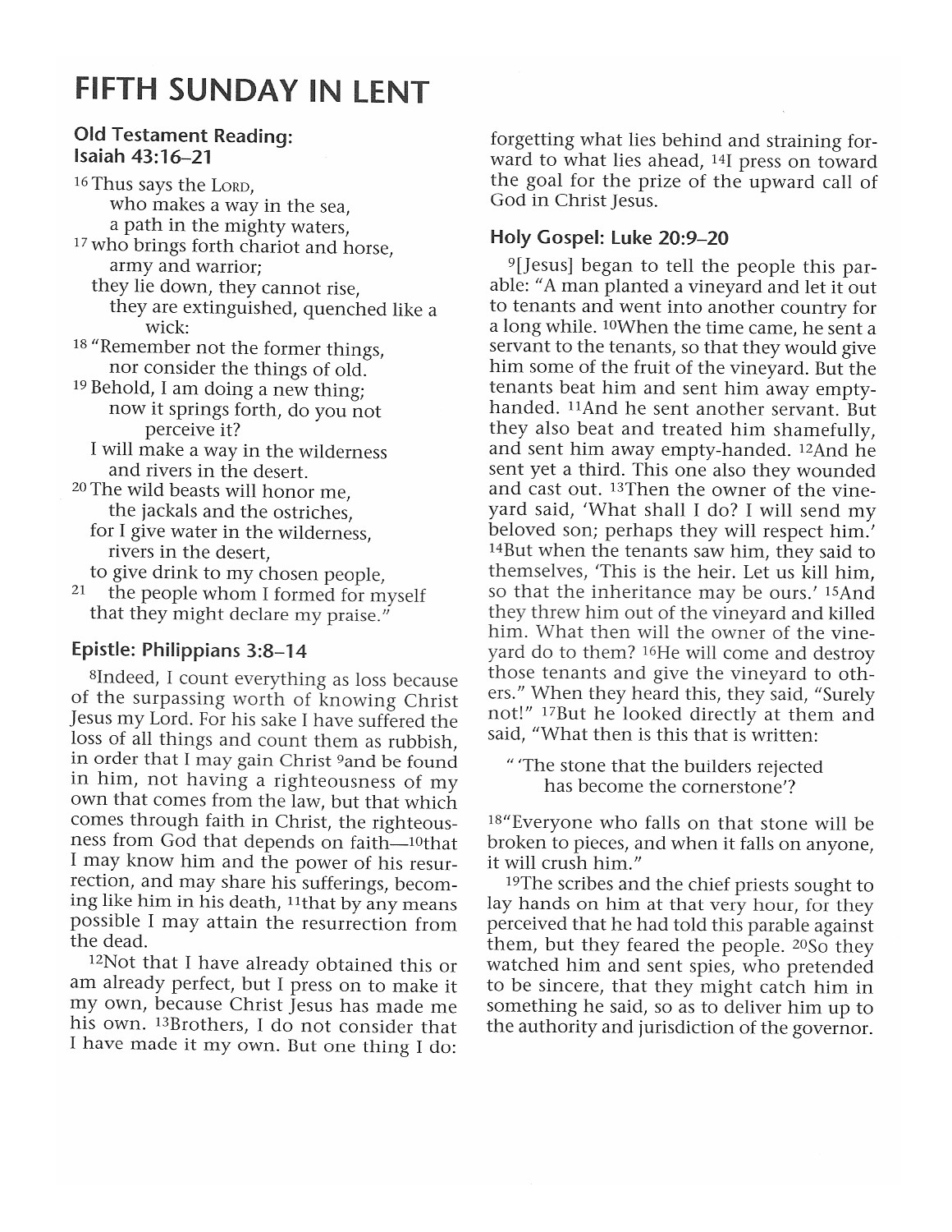# FIFTH SUNDAY IN LENT

## Old Testament Reading: Isaiah 43:16–21

16 Thus says the LORD,
who makes a way in the sea,
a path in the mighty waters,
17 who brings forth chariot and horse,
army and warrior;
they lie down, they cannot rise,
they are extinguished, quenched like a wick:
18 "Remember not the former things,
nor consider the things of old.
19 Behold, I am doing a new thing;
now it springs forth, do you not perceive it?
I will make a way in the wilderness
and rivers in the desert.
20 The wild beasts will honor me,
the jackals and the ostriches,
for I give water in the wilderness,
rivers in the desert,
to give drink to my chosen people,
21 the people whom I formed for myself
that they might declare my praise."

## Epistle: Philippians 3:8–14

8Indeed, I count everything as loss because of the surpassing worth of knowing Christ Jesus my Lord. For his sake I have suffered the loss of all things and count them as rubbish, in order that I may gain Christ 9and be found in him, not having a righteousness of my own that comes from the law, but that which comes through faith in Christ, the righteousness from God that depends on faith—10that I may know him and the power of his resurrection, and may share his sufferings, becoming like him in his death, 11that by any means possible I may attain the resurrection from the dead.

12Not that I have already obtained this or am already perfect, but I press on to make it my own, because Christ Jesus has made me his own. 13Brothers, I do not consider that I have made it my own. But one thing I do: forgetting what lies behind and straining forward to what lies ahead, 14I press on toward the goal for the prize of the upward call of God in Christ Jesus.

## Holy Gospel: Luke 20:9–20

9[Jesus] began to tell the people this parable: "A man planted a vineyard and let it out to tenants and went into another country for a long while. 10When the time came, he sent a servant to the tenants, so that they would give him some of the fruit of the vineyard. But the tenants beat him and sent him away empty-handed. 11And he sent another servant. But they also beat and treated him shamefully, and sent him away empty-handed. 12And he sent yet a third. This one also they wounded and cast out. 13Then the owner of the vineyard said, 'What shall I do? I will send my beloved son; perhaps they will respect him.' 14But when the tenants saw him, they said to themselves, 'This is the heir. Let us kill him, so that the inheritance may be ours.' 15And they threw him out of the vineyard and killed him. What then will the owner of the vineyard do to them? 16He will come and destroy those tenants and give the vineyard to others." When they heard this, they said, "Surely not!" 17But he looked directly at them and said, "What then is this that is written:

"'The stone that the builders rejected
has become the cornerstone'?

18"Everyone who falls on that stone will be broken to pieces, and when it falls on anyone, it will crush him."

19The scribes and the chief priests sought to lay hands on him at that very hour, for they perceived that he had told this parable against them, but they feared the people. 20So they watched him and sent spies, who pretended to be sincere, that they might catch him in something he said, so as to deliver him up to the authority and jurisdiction of the governor.